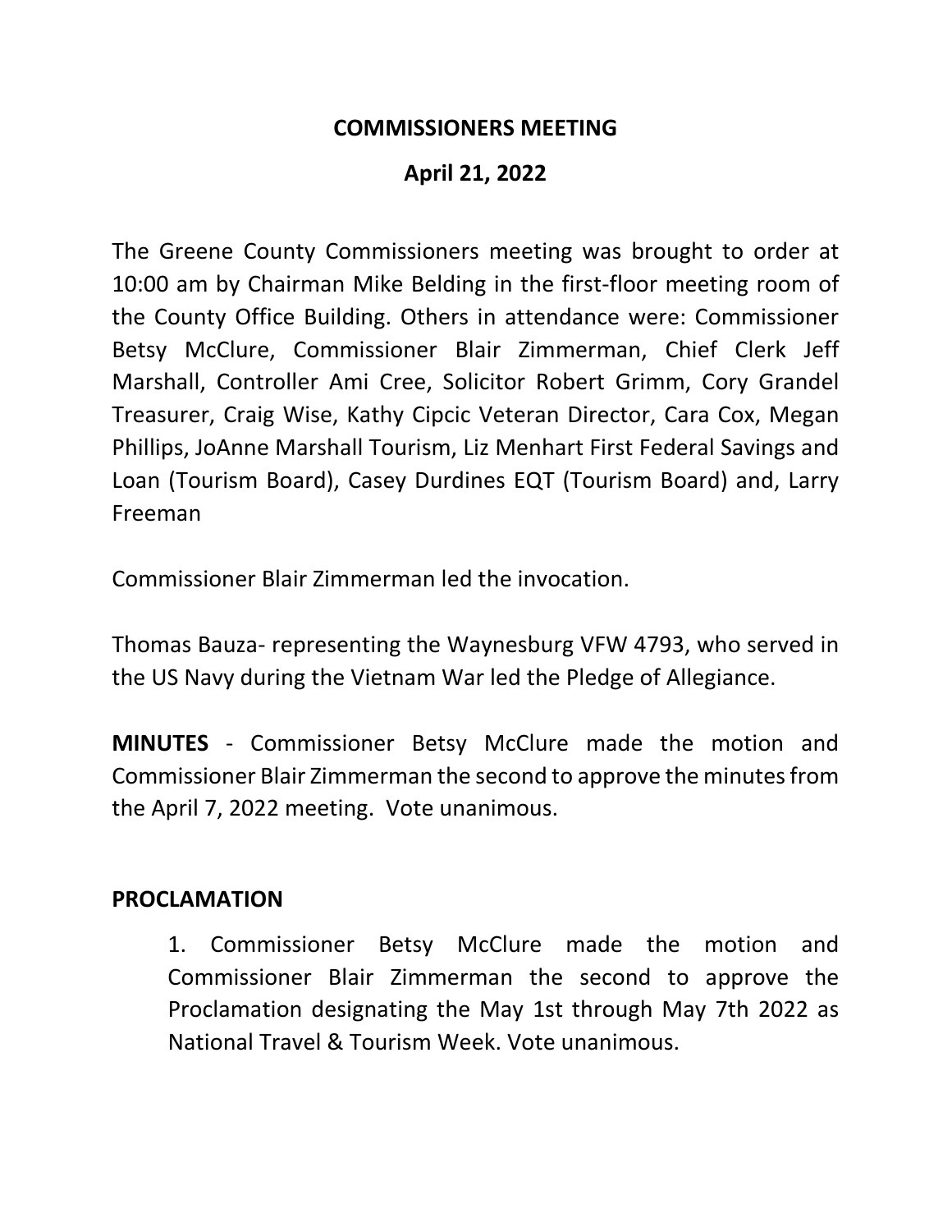# COMMISSIONERS MEETING

## April 21, 2022

The Greene County Commissioners meeting was brought to order at 10:00 am by Chairman Mike Belding in the first-floor meeting room of the County Office Building. Others in attendance were: Commissioner Betsy McClure, Commissioner Blair Zimmerman, Chief Clerk Jeff Marshall, Controller Ami Cree, Solicitor Robert Grimm, Cory Grandel Treasurer, Craig Wise, Kathy Cipcic Veteran Director, Cara Cox, Megan Phillips, JoAnne Marshall Tourism, Liz Menhart First Federal Savings and Loan (Tourism Board), Casey Durdines EQT (Tourism Board) and, Larry Freeman

Commissioner Blair Zimmerman led the invocation.

Thomas Bauza- representing the Waynesburg VFW 4793, who served in the US Navy during the Vietnam War led the Pledge of Allegiance.

**MINUTES** - Commissioner Betsy McClure made the motion and Commissioner Blair Zimmerman the second to approve the minutes from the April 7, 2022 meeting. Vote unanimous.

**PROCLAMATION**

1. Commissioner Betsy McClure made the motion and Commissioner Blair Zimmerman the second to approve the Proclamation designating the May 1st through May 7th 2022 as National Travel & Tourism Week. Vote unanimous.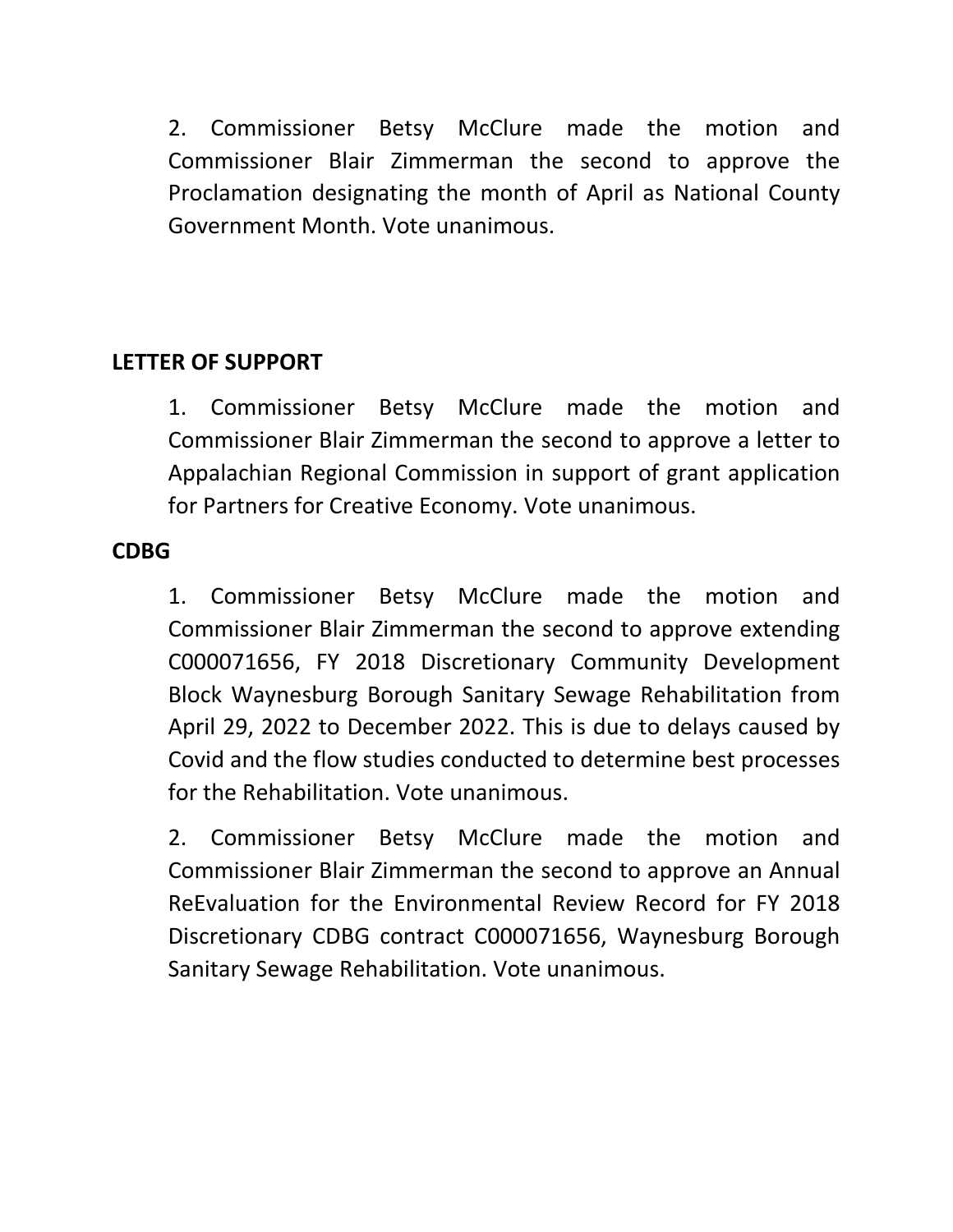2. Commissioner Betsy McClure made the motion and Commissioner Blair Zimmerman the second to approve the Proclamation designating the month of April as National County Government Month. Vote unanimous.

**LETTER OF SUPPORT**

1. Commissioner Betsy McClure made the motion and Commissioner Blair Zimmerman the second to approve a letter to Appalachian Regional Commission in support of grant application for Partners for Creative Economy. Vote unanimous.

**CDBG**

1. Commissioner Betsy McClure made the motion and Commissioner Blair Zimmerman the second to approve extending C000071656, FY 2018 Discretionary Community Development Block Waynesburg Borough Sanitary Sewage Rehabilitation from April 29, 2022 to December 2022. This is due to delays caused by Covid and the flow studies conducted to determine best processes for the Rehabilitation. Vote unanimous.

2. Commissioner Betsy McClure made the motion and Commissioner Blair Zimmerman the second to approve an Annual ReEvaluation for the Environmental Review Record for FY 2018 Discretionary CDBG contract C000071656, Waynesburg Borough Sanitary Sewage Rehabilitation. Vote unanimous.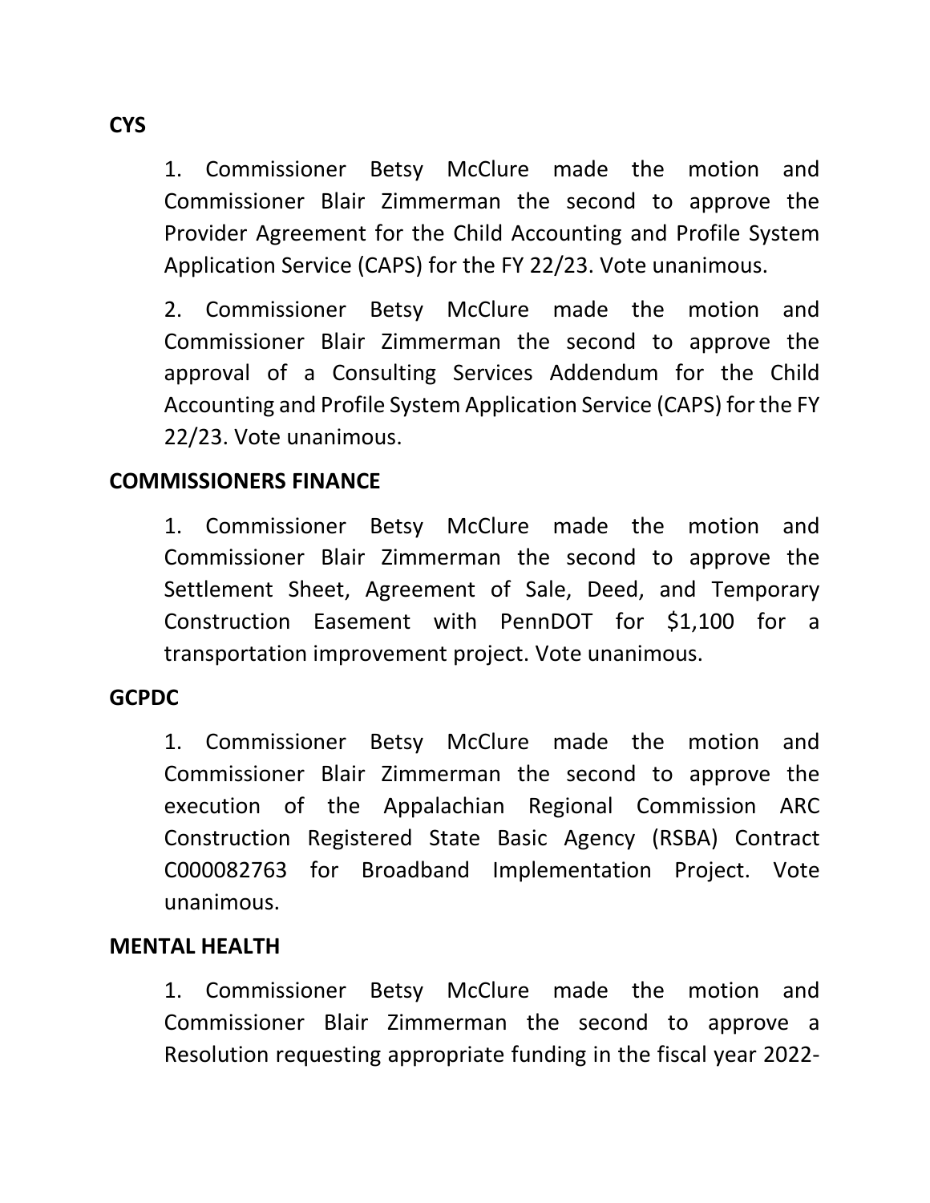**CYS**

1. Commissioner Betsy McClure made the motion and Commissioner Blair Zimmerman the second to approve the Provider Agreement for the Child Accounting and Profile System Application Service (CAPS) for the FY 22/23. Vote unanimous.

2. Commissioner Betsy McClure made the motion and Commissioner Blair Zimmerman the second to approve the approval of a Consulting Services Addendum for the Child Accounting and Profile System Application Service (CAPS) for the FY 22/23. Vote unanimous.

**COMMISSIONERS FINANCE**

1. Commissioner Betsy McClure made the motion and Commissioner Blair Zimmerman the second to approve the Settlement Sheet, Agreement of Sale, Deed, and Temporary Construction Easement with PennDOT for $1,100 for a transportation improvement project. Vote unanimous.

**GCPDC**

1. Commissioner Betsy McClure made the motion and Commissioner Blair Zimmerman the second to approve the execution of the Appalachian Regional Commission ARC Construction Registered State Basic Agency (RSBA) Contract C000082763 for Broadband Implementation Project. Vote unanimous.

**MENTAL HEALTH**

1. Commissioner Betsy McClure made the motion and Commissioner Blair Zimmerman the second to approve a Resolution requesting appropriate funding in the fiscal year 2022-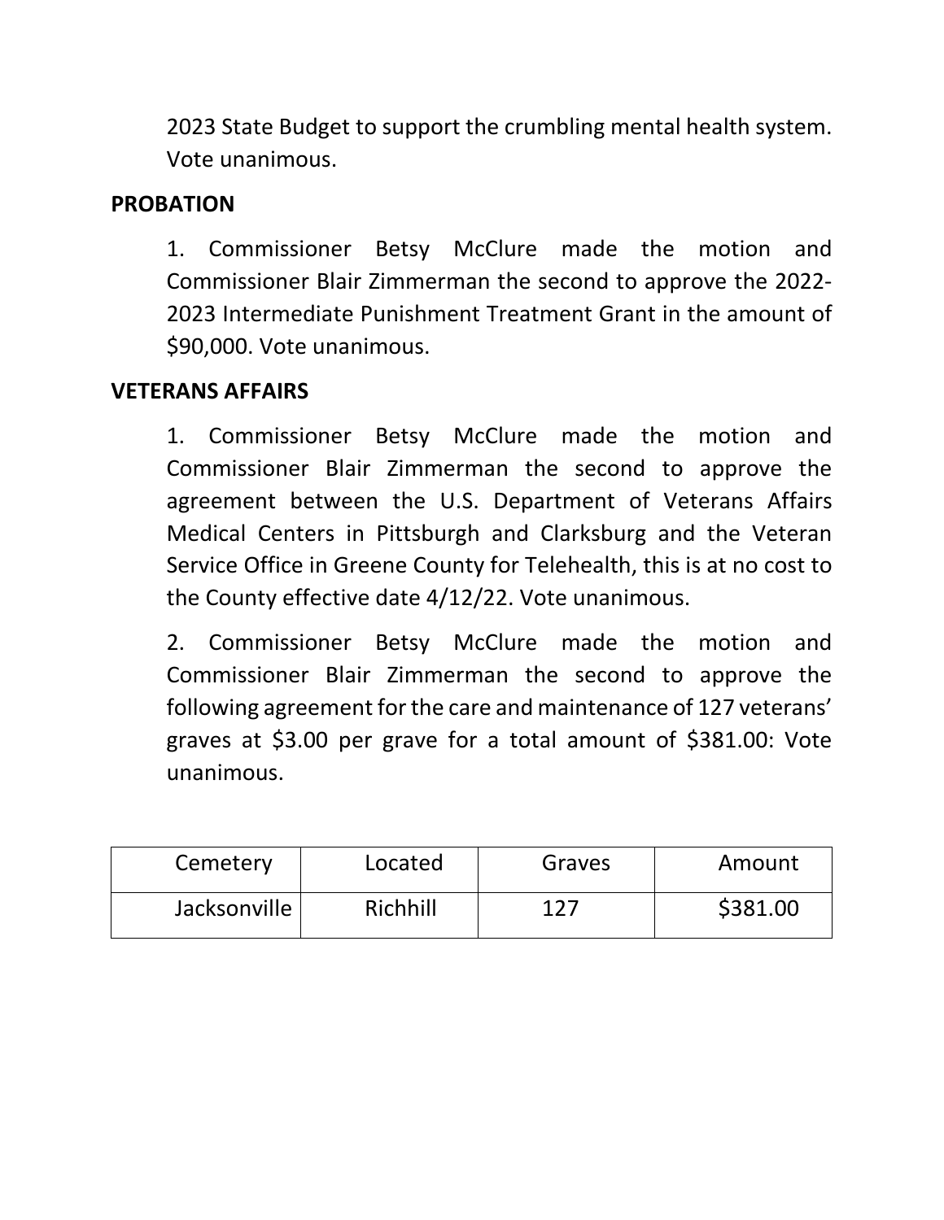2023 State Budget to support the crumbling mental health system. Vote unanimous.

**PROBATION**

1. Commissioner Betsy McClure made the motion and Commissioner Blair Zimmerman the second to approve the 2022-2023 Intermediate Punishment Treatment Grant in the amount of $90,000. Vote unanimous.

**VETERANS AFFAIRS**

1. Commissioner Betsy McClure made the motion and Commissioner Blair Zimmerman the second to approve the agreement between the U.S. Department of Veterans Affairs Medical Centers in Pittsburgh and Clarksburg and the Veteran Service Office in Greene County for Telehealth, this is at no cost to the County effective date 4/12/22. Vote unanimous.

2. Commissioner Betsy McClure made the motion and Commissioner Blair Zimmerman the second to approve the following agreement for the care and maintenance of 127 veterans' graves at $3.00 per grave for a total amount of $381.00: Vote unanimous.

| Cemetery | Located | Graves | Amount |
| --- | --- | --- | --- |
| Jacksonville | Richhill | 127 | $381.00 |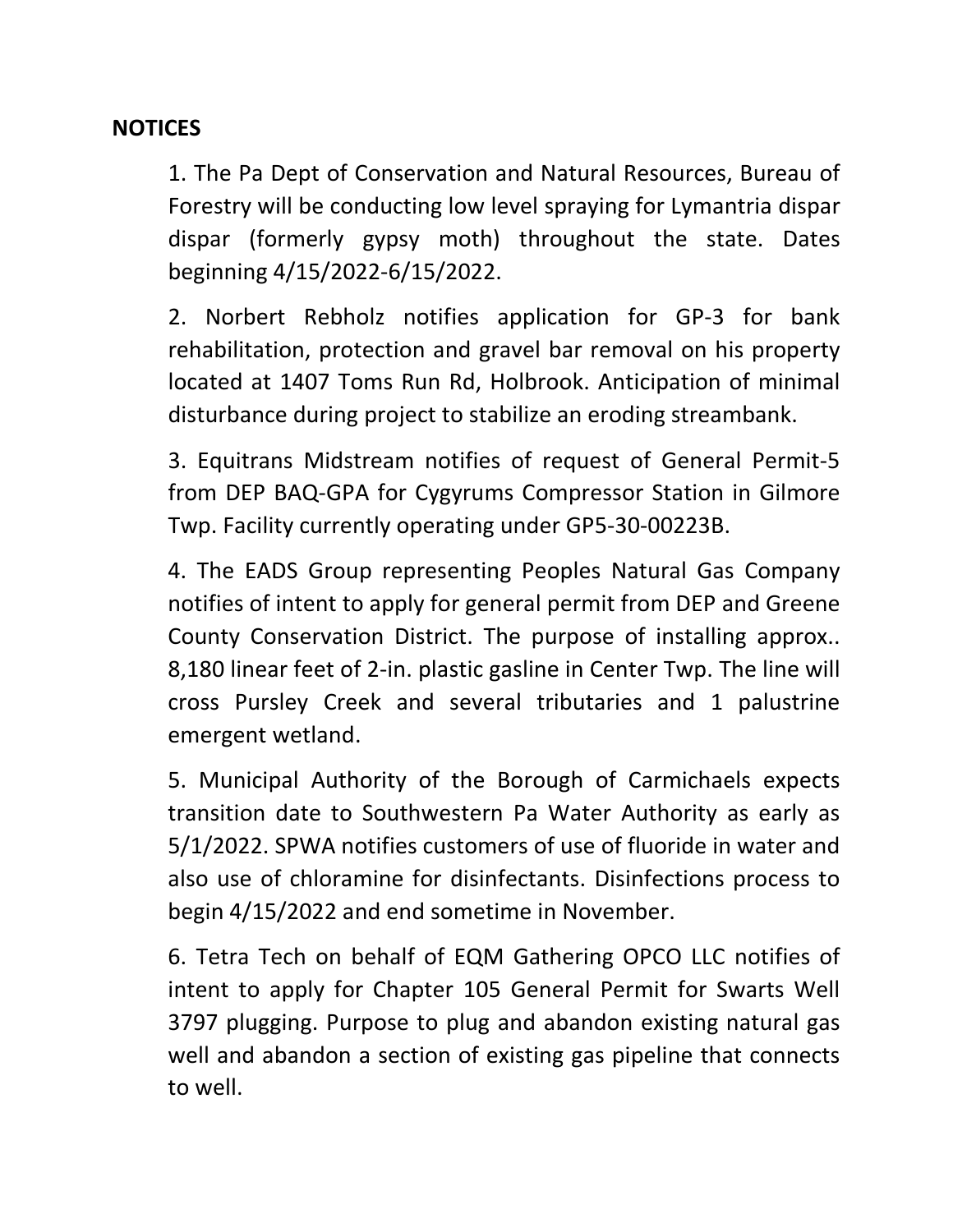**NOTICES**

1. The Pa Dept of Conservation and Natural Resources, Bureau of Forestry will be conducting low level spraying for Lymantria dispar dispar (formerly gypsy moth) throughout the state. Dates beginning 4/15/2022-6/15/2022.

2. Norbert Rebholz notifies application for GP-3 for bank rehabilitation, protection and gravel bar removal on his property located at 1407 Toms Run Rd, Holbrook. Anticipation of minimal disturbance during project to stabilize an eroding streambank.

3. Equitrans Midstream notifies of request of General Permit-5 from DEP BAQ-GPA for Cygyrums Compressor Station in Gilmore Twp. Facility currently operating under GP5-30-00223B.

4. The EADS Group representing Peoples Natural Gas Company notifies of intent to apply for general permit from DEP and Greene County Conservation District. The purpose of installing approx.. 8,180 linear feet of 2-in. plastic gasline in Center Twp. The line will cross Pursley Creek and several tributaries and 1 palustrine emergent wetland.

5. Municipal Authority of the Borough of Carmichaels expects transition date to Southwestern Pa Water Authority as early as 5/1/2022. SPWA notifies customers of use of fluoride in water and also use of chloramine for disinfectants. Disinfections process to begin 4/15/2022 and end sometime in November.

6. Tetra Tech on behalf of EQM Gathering OPCO LLC notifies of intent to apply for Chapter 105 General Permit for Swarts Well 3797 plugging. Purpose to plug and abandon existing natural gas well and abandon a section of existing gas pipeline that connects to well.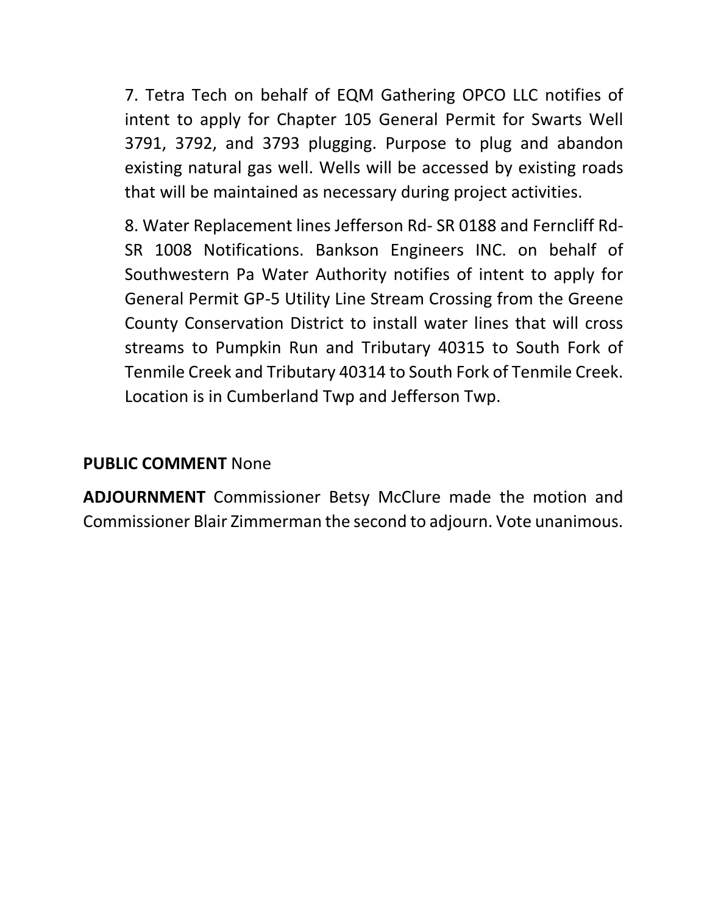7. Tetra Tech on behalf of EQM Gathering OPCO LLC notifies of intent to apply for Chapter 105 General Permit for Swarts Well 3791, 3792, and 3793 plugging. Purpose to plug and abandon existing natural gas well. Wells will be accessed by existing roads that will be maintained as necessary during project activities.

8. Water Replacement lines Jefferson Rd- SR 0188 and Ferncliff Rd- SR 1008 Notifications. Bankson Engineers INC. on behalf of Southwestern Pa Water Authority notifies of intent to apply for General Permit GP-5 Utility Line Stream Crossing from the Greene County Conservation District to install water lines that will cross streams to Pumpkin Run and Tributary 40315 to South Fork of Tenmile Creek and Tributary 40314 to South Fork of Tenmile Creek. Location is in Cumberland Twp and Jefferson Twp.

**PUBLIC COMMENT** None

**ADJOURNMENT** Commissioner Betsy McClure made the motion and Commissioner Blair Zimmerman the second to adjourn. Vote unanimous.